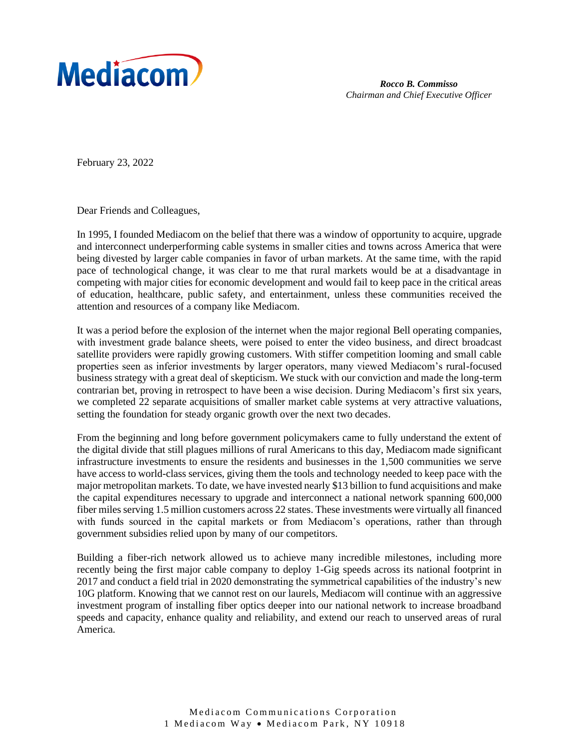Mediacom

***Rocco B. Commisso***
*Chairman and Chief Executive Officer*

February 23, 2022

Dear Friends and Colleagues,

In 1995, I founded Mediacom on the belief that there was a window of opportunity to acquire, upgrade and interconnect underperforming cable systems in smaller cities and towns across America that were being divested by larger cable companies in favor of urban markets. At the same time, with the rapid pace of technological change, it was clear to me that rural markets would be at a disadvantage in competing with major cities for economic development and would fail to keep pace in the critical areas of education, healthcare, public safety, and entertainment, unless these communities received the attention and resources of a company like Mediacom.

It was a period before the explosion of the internet when the major regional Bell operating companies, with investment grade balance sheets, were poised to enter the video business, and direct broadcast satellite providers were rapidly growing customers. With stiffer competition looming and small cable properties seen as inferior investments by larger operators, many viewed Mediacom's rural-focused business strategy with a great deal of skepticism. We stuck with our conviction and made the long-term contrarian bet, proving in retrospect to have been a wise decision. During Mediacom's first six years, we completed 22 separate acquisitions of smaller market cable systems at very attractive valuations, setting the foundation for steady organic growth over the next two decades.

From the beginning and long before government policymakers came to fully understand the extent of the digital divide that still plagues millions of rural Americans to this day, Mediacom made significant infrastructure investments to ensure the residents and businesses in the 1,500 communities we serve have access to world-class services, giving them the tools and technology needed to keep pace with the major metropolitan markets. To date, we have invested nearly $13 billion to fund acquisitions and make the capital expenditures necessary to upgrade and interconnect a national network spanning 600,000 fiber miles serving 1.5 million customers across 22 states. These investments were virtually all financed with funds sourced in the capital markets or from Mediacom's operations, rather than through government subsidies relied upon by many of our competitors.

Building a fiber-rich network allowed us to achieve many incredible milestones, including more recently being the first major cable company to deploy 1-Gig speeds across its national footprint in 2017 and conduct a field trial in 2020 demonstrating the symmetrical capabilities of the industry's new 10G platform. Knowing that we cannot rest on our laurels, Mediacom will continue with an aggressive investment program of installing fiber optics deeper into our national network to increase broadband speeds and capacity, enhance quality and reliability, and extend our reach to unserved areas of rural America.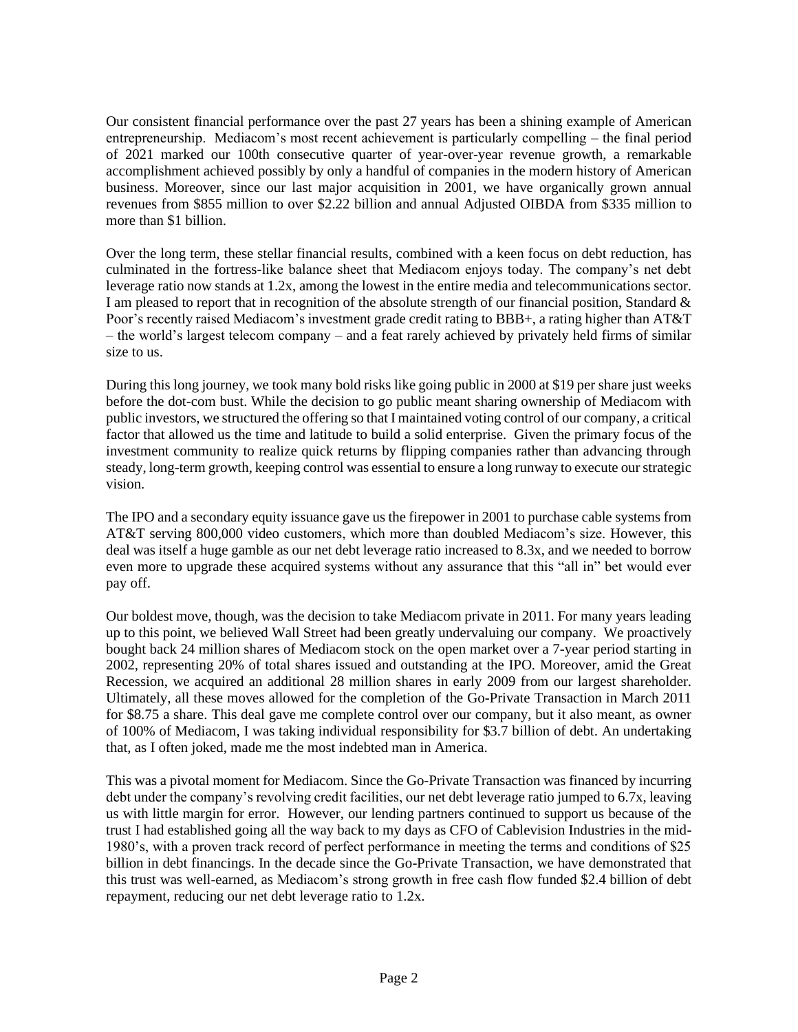Our consistent financial performance over the past 27 years has been a shining example of American entrepreneurship. Mediacom's most recent achievement is particularly compelling – the final period of 2021 marked our 100th consecutive quarter of year-over-year revenue growth, a remarkable accomplishment achieved possibly by only a handful of companies in the modern history of American business. Moreover, since our last major acquisition in 2001, we have organically grown annual revenues from $855 million to over $2.22 billion and annual Adjusted OIBDA from $335 million to more than $1 billion.

Over the long term, these stellar financial results, combined with a keen focus on debt reduction, has culminated in the fortress-like balance sheet that Mediacom enjoys today. The company's net debt leverage ratio now stands at 1.2x, among the lowest in the entire media and telecommunications sector. I am pleased to report that in recognition of the absolute strength of our financial position, Standard & Poor's recently raised Mediacom's investment grade credit rating to BBB+, a rating higher than AT&T – the world's largest telecom company – and a feat rarely achieved by privately held firms of similar size to us.

During this long journey, we took many bold risks like going public in 2000 at $19 per share just weeks before the dot-com bust. While the decision to go public meant sharing ownership of Mediacom with public investors, we structured the offering so that I maintained voting control of our company, a critical factor that allowed us the time and latitude to build a solid enterprise. Given the primary focus of the investment community to realize quick returns by flipping companies rather than advancing through steady, long-term growth, keeping control was essential to ensure a long runway to execute our strategic vision.

The IPO and a secondary equity issuance gave us the firepower in 2001 to purchase cable systems from AT&T serving 800,000 video customers, which more than doubled Mediacom's size. However, this deal was itself a huge gamble as our net debt leverage ratio increased to 8.3x, and we needed to borrow even more to upgrade these acquired systems without any assurance that this "all in" bet would ever pay off.

Our boldest move, though, was the decision to take Mediacom private in 2011. For many years leading up to this point, we believed Wall Street had been greatly undervaluing our company. We proactively bought back 24 million shares of Mediacom stock on the open market over a 7-year period starting in 2002, representing 20% of total shares issued and outstanding at the IPO. Moreover, amid the Great Recession, we acquired an additional 28 million shares in early 2009 from our largest shareholder. Ultimately, all these moves allowed for the completion of the Go-Private Transaction in March 2011 for $8.75 a share. This deal gave me complete control over our company, but it also meant, as owner of 100% of Mediacom, I was taking individual responsibility for $3.7 billion of debt. An undertaking that, as I often joked, made me the most indebted man in America.

This was a pivotal moment for Mediacom. Since the Go-Private Transaction was financed by incurring debt under the company's revolving credit facilities, our net debt leverage ratio jumped to 6.7x, leaving us with little margin for error. However, our lending partners continued to support us because of the trust I had established going all the way back to my days as CFO of Cablevision Industries in the mid-1980's, with a proven track record of perfect performance in meeting the terms and conditions of $25 billion in debt financings. In the decade since the Go-Private Transaction, we have demonstrated that this trust was well-earned, as Mediacom's strong growth in free cash flow funded $2.4 billion of debt repayment, reducing our net debt leverage ratio to 1.2x.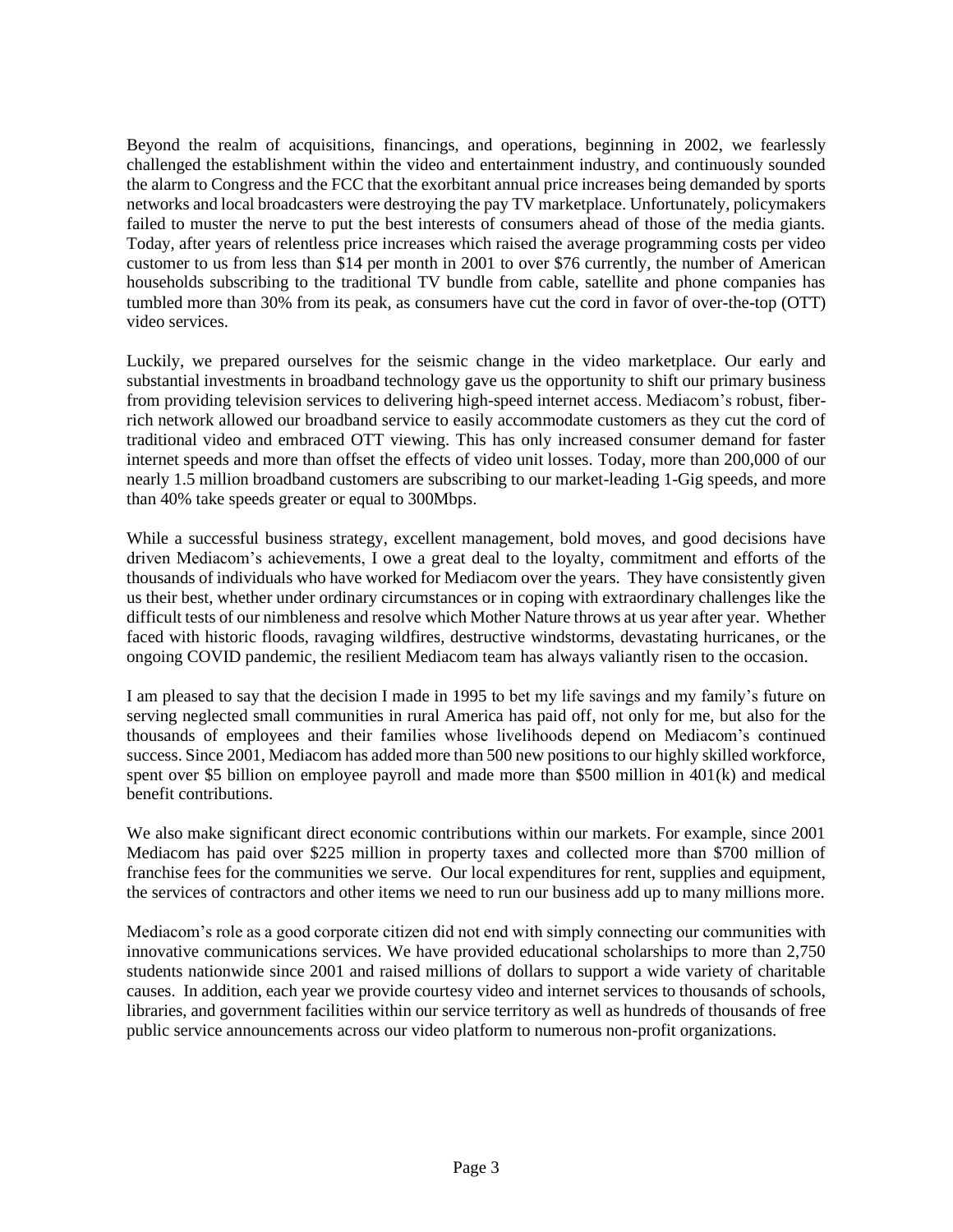Beyond the realm of acquisitions, financings, and operations, beginning in 2002, we fearlessly challenged the establishment within the video and entertainment industry, and continuously sounded the alarm to Congress and the FCC that the exorbitant annual price increases being demanded by sports networks and local broadcasters were destroying the pay TV marketplace. Unfortunately, policymakers failed to muster the nerve to put the best interests of consumers ahead of those of the media giants. Today, after years of relentless price increases which raised the average programming costs per video customer to us from less than $14 per month in 2001 to over $76 currently, the number of American households subscribing to the traditional TV bundle from cable, satellite and phone companies has tumbled more than 30% from its peak, as consumers have cut the cord in favor of over-the-top (OTT) video services.

Luckily, we prepared ourselves for the seismic change in the video marketplace. Our early and substantial investments in broadband technology gave us the opportunity to shift our primary business from providing television services to delivering high-speed internet access. Mediacom's robust, fiber-rich network allowed our broadband service to easily accommodate customers as they cut the cord of traditional video and embraced OTT viewing. This has only increased consumer demand for faster internet speeds and more than offset the effects of video unit losses. Today, more than 200,000 of our nearly 1.5 million broadband customers are subscribing to our market-leading 1-Gig speeds, and more than 40% take speeds greater or equal to 300Mbps.

While a successful business strategy, excellent management, bold moves, and good decisions have driven Mediacom's achievements, I owe a great deal to the loyalty, commitment and efforts of the thousands of individuals who have worked for Mediacom over the years. They have consistently given us their best, whether under ordinary circumstances or in coping with extraordinary challenges like the difficult tests of our nimbleness and resolve which Mother Nature throws at us year after year. Whether faced with historic floods, ravaging wildfires, destructive windstorms, devastating hurricanes, or the ongoing COVID pandemic, the resilient Mediacom team has always valiantly risen to the occasion.

I am pleased to say that the decision I made in 1995 to bet my life savings and my family's future on serving neglected small communities in rural America has paid off, not only for me, but also for the thousands of employees and their families whose livelihoods depend on Mediacom's continued success. Since 2001, Mediacom has added more than 500 new positions to our highly skilled workforce, spent over $5 billion on employee payroll and made more than $500 million in 401(k) and medical benefit contributions.

We also make significant direct economic contributions within our markets. For example, since 2001 Mediacom has paid over $225 million in property taxes and collected more than $700 million of franchise fees for the communities we serve. Our local expenditures for rent, supplies and equipment, the services of contractors and other items we need to run our business add up to many millions more.

Mediacom's role as a good corporate citizen did not end with simply connecting our communities with innovative communications services. We have provided educational scholarships to more than 2,750 students nationwide since 2001 and raised millions of dollars to support a wide variety of charitable causes. In addition, each year we provide courtesy video and internet services to thousands of schools, libraries, and government facilities within our service territory as well as hundreds of thousands of free public service announcements across our video platform to numerous non-profit organizations.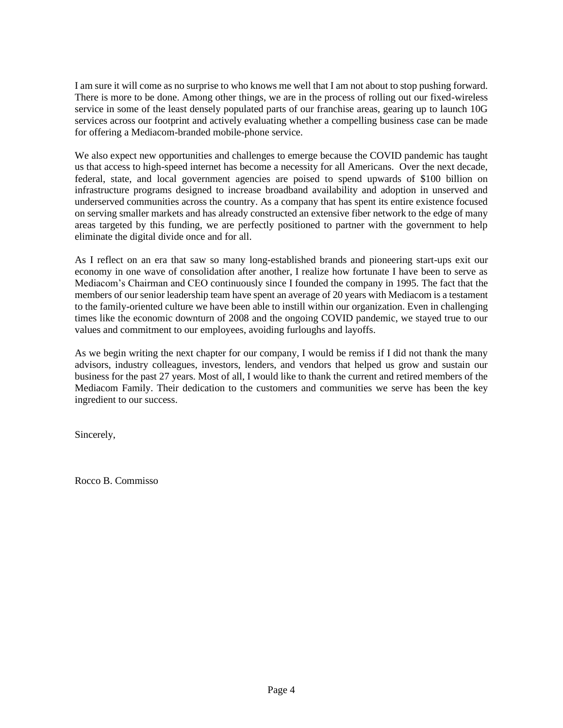I am sure it will come as no surprise to who knows me well that I am not about to stop pushing forward. There is more to be done. Among other things, we are in the process of rolling out our fixed-wireless service in some of the least densely populated parts of our franchise areas, gearing up to launch 10G services across our footprint and actively evaluating whether a compelling business case can be made for offering a Mediacom-branded mobile-phone service.

We also expect new opportunities and challenges to emerge because the COVID pandemic has taught us that access to high-speed internet has become a necessity for all Americans. Over the next decade, federal, state, and local government agencies are poised to spend upwards of $100 billion on infrastructure programs designed to increase broadband availability and adoption in unserved and underserved communities across the country. As a company that has spent its entire existence focused on serving smaller markets and has already constructed an extensive fiber network to the edge of many areas targeted by this funding, we are perfectly positioned to partner with the government to help eliminate the digital divide once and for all.

As I reflect on an era that saw so many long-established brands and pioneering start-ups exit our economy in one wave of consolidation after another, I realize how fortunate I have been to serve as Mediacom's Chairman and CEO continuously since I founded the company in 1995. The fact that the members of our senior leadership team have spent an average of 20 years with Mediacom is a testament to the family-oriented culture we have been able to instill within our organization. Even in challenging times like the economic downturn of 2008 and the ongoing COVID pandemic, we stayed true to our values and commitment to our employees, avoiding furloughs and layoffs.

As we begin writing the next chapter for our company, I would be remiss if I did not thank the many advisors, industry colleagues, investors, lenders, and vendors that helped us grow and sustain our business for the past 27 years. Most of all, I would like to thank the current and retired members of the Mediacom Family. Their dedication to the customers and communities we serve has been the key ingredient to our success.

Sincerely,

Rocco B. Commisso